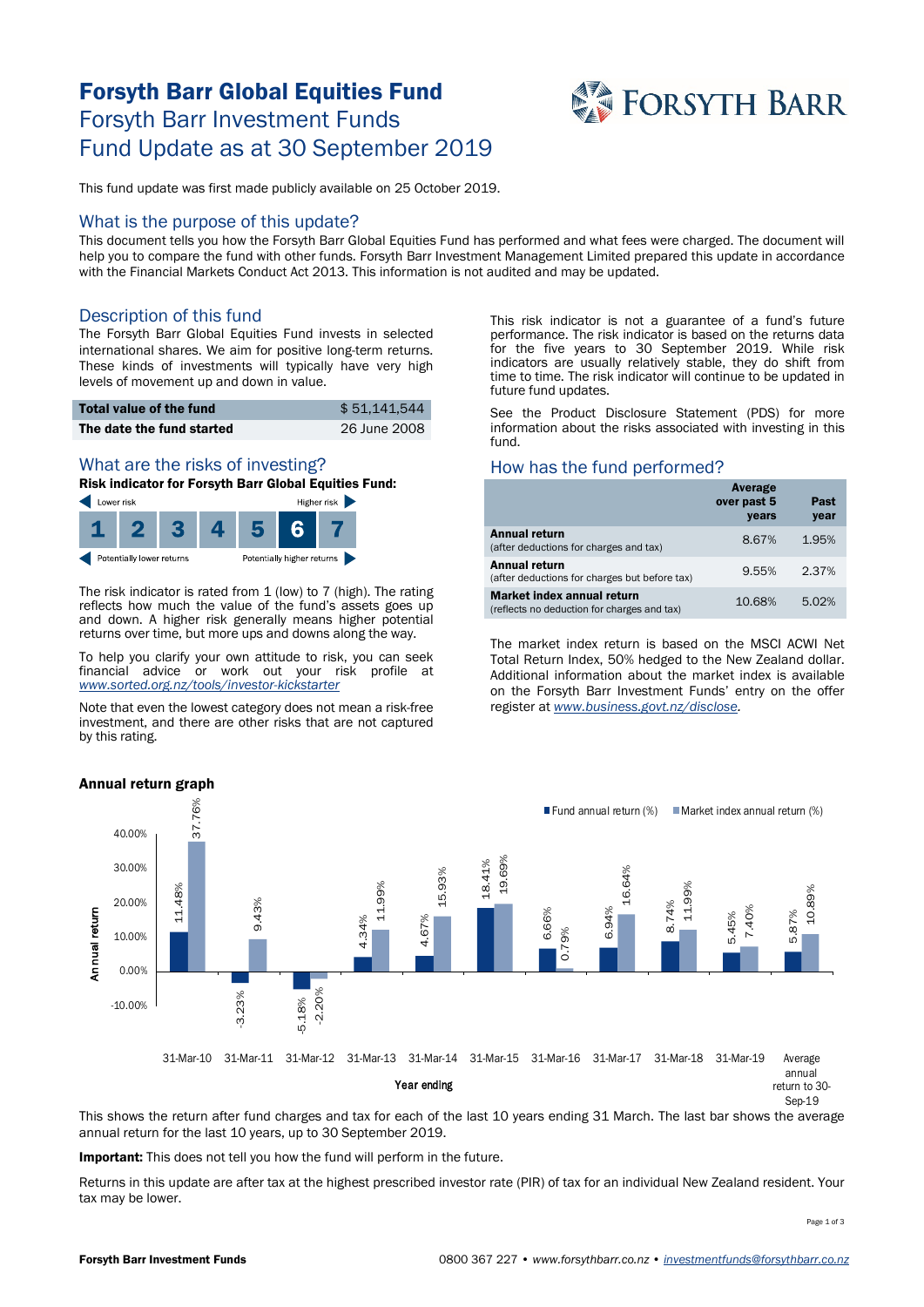# Forsyth Barr Global Equities Fund

## Forsyth Barr Investment Funds

## Fund Update as at 30 September 2019

This fund update was first made publicly available on 25 October 2019.

## What is the purpose of this update?

This document tells you how the Forsyth Barr Global Equities Fund has performed and what fees were charged. The document will help you to compare the fund with other funds. Forsyth Barr Investment Management Limited prepared this update in accordance with the Financial Markets Conduct Act 2013. This information is not audited and may be updated.

## Description of this fund

The Forsyth Barr Global Equities Fund invests in selected international shares. We aim for positive long-term returns. These kinds of investments will typically have very high levels of movement up and down in value.

| | |
|---|---|
| **Total value of the fund** | $ 51,141,544 |
| **The date the fund started** | 26 June 2008 |

## What are the risks of investing?

**Risk indicator for Forsyth Barr Global Equities Fund:**

Lower risk — Higher risk

| 1 | 2 | 3 | 4 | 5 | **6** | 7 |
|---|---|---|---|---|---|---|

Potentially lower returns — Potentially higher returns

The risk indicator is rated from 1 (low) to 7 (high). The rating reflects how much the value of the fund's assets goes up and down. A higher risk generally means higher potential returns over time, but more ups and downs along the way.

To help you clarify your own attitude to risk, you can seek financial advice or work out your risk profile at *www.sorted.org.nz/tools/investor-kickstarter*

Note that even the lowest category does not mean a risk-free investment, and there are other risks that are not captured by this rating.

This risk indicator is not a guarantee of a fund's future performance. The risk indicator is based on the returns data for the five years to 30 September 2019. While risk indicators are usually relatively stable, they do shift from time to time. The risk indicator will continue to be updated in future fund updates.

See the Product Disclosure Statement (PDS) for more information about the risks associated with investing in this fund.

## How has the fund performed?

| | Average over past 5 years | Past year |
|---|---|---|
| **Annual return** (after deductions for charges and tax) | 8.67% | 1.95% |
| **Annual return** (after deductions for charges but before tax) | 9.55% | 2.37% |
| **Market index annual return** (reflects no deduction for charges and tax) | 10.68% | 5.02% |

The market index return is based on the MSCI ACWI Net Total Return Index, 50% hedged to the New Zealand dollar. Additional information about the market index is available on the Forsyth Barr Investment Funds' entry on the offer register at *www.business.govt.nz/disclose*.

### Annual return graph

| Year ending | Fund annual return (%) | Market index annual return (%) |
|---|---|---|
| 31-Mar-10 | 11.48% | 37.76% |
| 31-Mar-11 | -3.23% | 9.43% |
| 31-Mar-12 | -5.18% | -2.20% |
| 31-Mar-13 | 4.34% | 11.99% |
| 31-Mar-14 | 4.67% | 15.93% |
| 31-Mar-15 | 18.41% | 19.69% |
| 31-Mar-16 | 6.66% | 0.79% |
| 31-Mar-17 | 6.94% | 16.64% |
| 31-Mar-18 | 8.74% | 11.99% |
| 31-Mar-19 | 5.45% | 7.40% |
| Average annual return to 30-Sep-19 | 5.87% | 10.89% |

This shows the return after fund charges and tax for each of the last 10 years ending 31 March. The last bar shows the average annual return for the last 10 years, up to 30 September 2019.

**Important:** This does not tell you how the fund will perform in the future.

Returns in this update are after tax at the highest prescribed investor rate (PIR) of tax for an individual New Zealand resident. Your tax may be lower.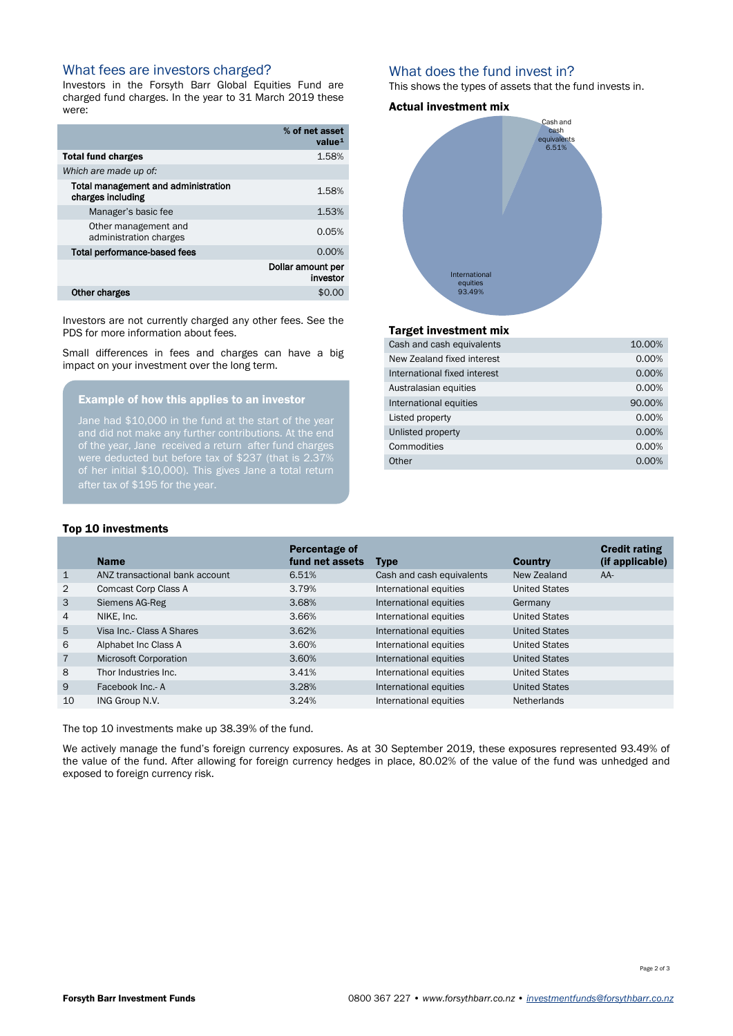## What fees are investors charged?

Investors in the Forsyth Barr Global Equities Fund are charged fund charges. In the year to 31 March 2019 these were:

| | % of net asset value[1] |
|---|---|
| **Total fund charges** | 1.58% |
| *Which are made up of:* | |
| **Total management and administration charges including** | 1.58% |
| Manager's basic fee | 1.53% |
| Other management and administration charges | 0.05% |
| **Total performance-based fees** | 0.00% |
| | Dollar amount per investor |
| **Other charges** | $0.00 |

Investors are not currently charged any other fees. See the PDS for more information about fees.

Small differences in fees and charges can have a big impact on your investment over the long term.

### Example of how this applies to an investor

Jane had $10,000 in the fund at the start of the year and did not make any further contributions. At the end of the year, Jane received a return after fund charges were deducted but before tax of $237 (that is 2.37% of her initial $10,000). This gives Jane a total return after tax of $195 for the year.

## What does the fund invest in?

This shows the types of assets that the fund invests in.

### Actual investment mix

- Cash and cash equivalents 6.51%
- International equities 93.49%

### Target investment mix

| | |
|---|---|
| Cash and cash equivalents | 10.00% |
| New Zealand fixed interest | 0.00% |
| International fixed interest | 0.00% |
| Australasian equities | 0.00% |
| International equities | 90.00% |
| Listed property | 0.00% |
| Unlisted property | 0.00% |
| Commodities | 0.00% |
| Other | 0.00% |

### Top 10 investments

| | Name | Percentage of fund net assets | Type | Country | Credit rating (if applicable) |
|---|---|---|---|---|---|
| 1 | ANZ transactional bank account | 6.51% | Cash and cash equivalents | New Zealand | AA- |
| 2 | Comcast Corp Class A | 3.79% | International equities | United States | |
| 3 | Siemens AG-Reg | 3.68% | International equities | Germany | |
| 4 | NIKE, Inc. | 3.66% | International equities | United States | |
| 5 | Visa Inc.- Class A Shares | 3.62% | International equities | United States | |
| 6 | Alphabet Inc Class A | 3.60% | International equities | United States | |
| 7 | Microsoft Corporation | 3.60% | International equities | United States | |
| 8 | Thor Industries Inc. | 3.41% | International equities | United States | |
| 9 | Facebook Inc.- A | 3.28% | International equities | United States | |
| 10 | ING Group N.V. | 3.24% | International equities | Netherlands | |

The top 10 investments make up 38.39% of the fund.

We actively manage the fund's foreign currency exposures. As at 30 September 2019, these exposures represented 93.49% of the value of the fund. After allowing for foreign currency hedges in place, 80.02% of the value of the fund was unhedged and exposed to foreign currency risk.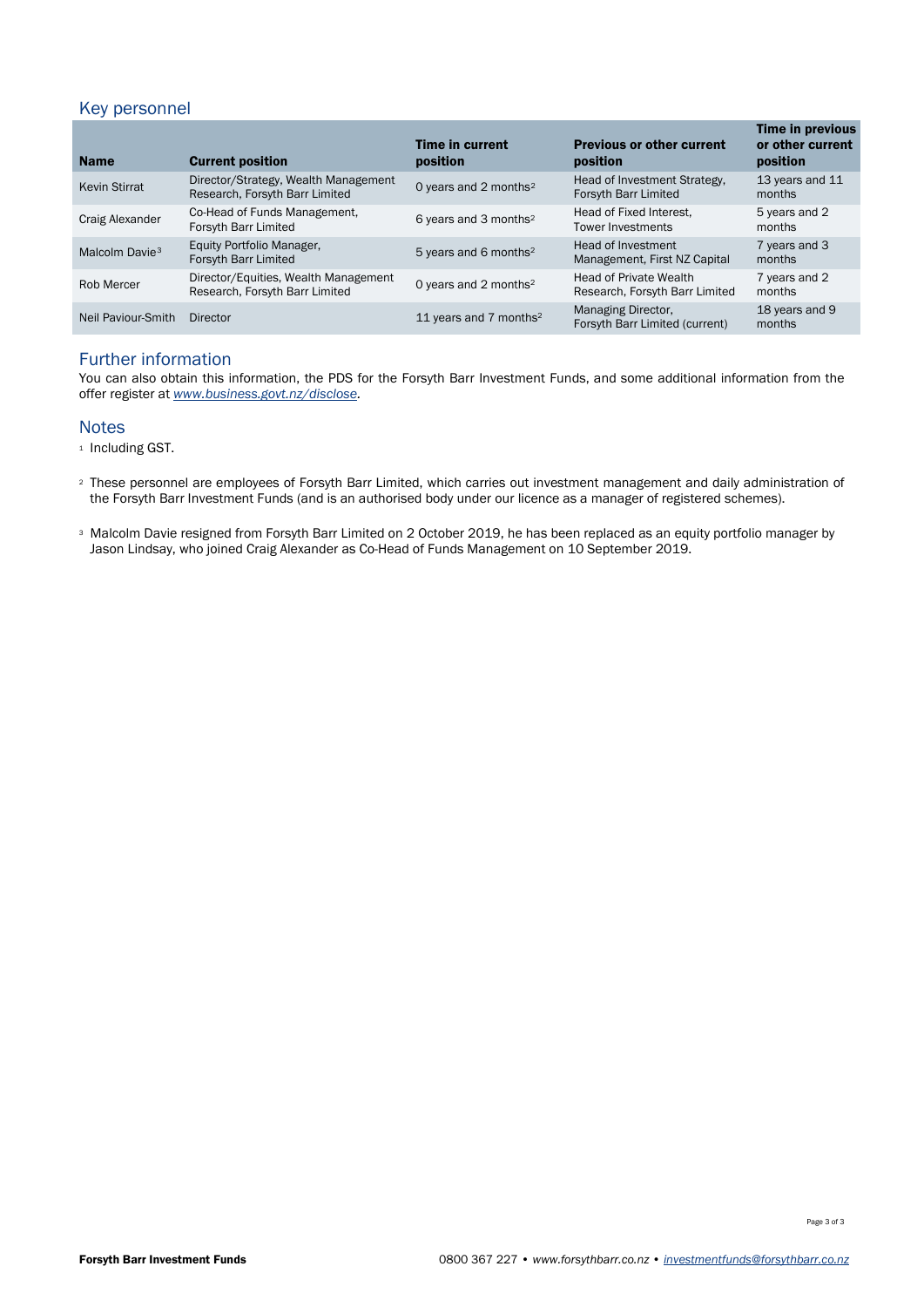## Key personnel

| Name | Current position | Time in current position | Previous or other current position | Time in previous or other current position |
|---|---|---|---|---|
| Kevin Stirrat | Director/Strategy, Wealth Management Research, Forsyth Barr Limited | 0 years and 2 months[2] | Head of Investment Strategy, Forsyth Barr Limited | 13 years and 11 months |
| Craig Alexander | Co-Head of Funds Management, Forsyth Barr Limited | 6 years and 3 months[2] | Head of Fixed Interest, Tower Investments | 5 years and 2 months |
| Malcolm Davie[3] | Equity Portfolio Manager, Forsyth Barr Limited | 5 years and 6 months[2] | Head of Investment Management, First NZ Capital | 7 years and 3 months |
| Rob Mercer | Director/Equities, Wealth Management Research, Forsyth Barr Limited | 0 years and 2 months[2] | Head of Private Wealth Research, Forsyth Barr Limited | 7 years and 2 months |
| Neil Paviour-Smith | Director | 11 years and 7 months[2] | Managing Director, Forsyth Barr Limited (current) | 18 years and 9 months |

## Further information

You can also obtain this information, the PDS for the Forsyth Barr Investment Funds, and some additional information from the offer register at *www.business.govt.nz/disclose*.

## Notes

[1] Including GST.

[2] These personnel are employees of Forsyth Barr Limited, which carries out investment management and daily administration of the Forsyth Barr Investment Funds (and is an authorised body under our licence as a manager of registered schemes).

[3] Malcolm Davie resigned from Forsyth Barr Limited on 2 October 2019, he has been replaced as an equity portfolio manager by Jason Lindsay, who joined Craig Alexander as Co-Head of Funds Management on 10 September 2019.